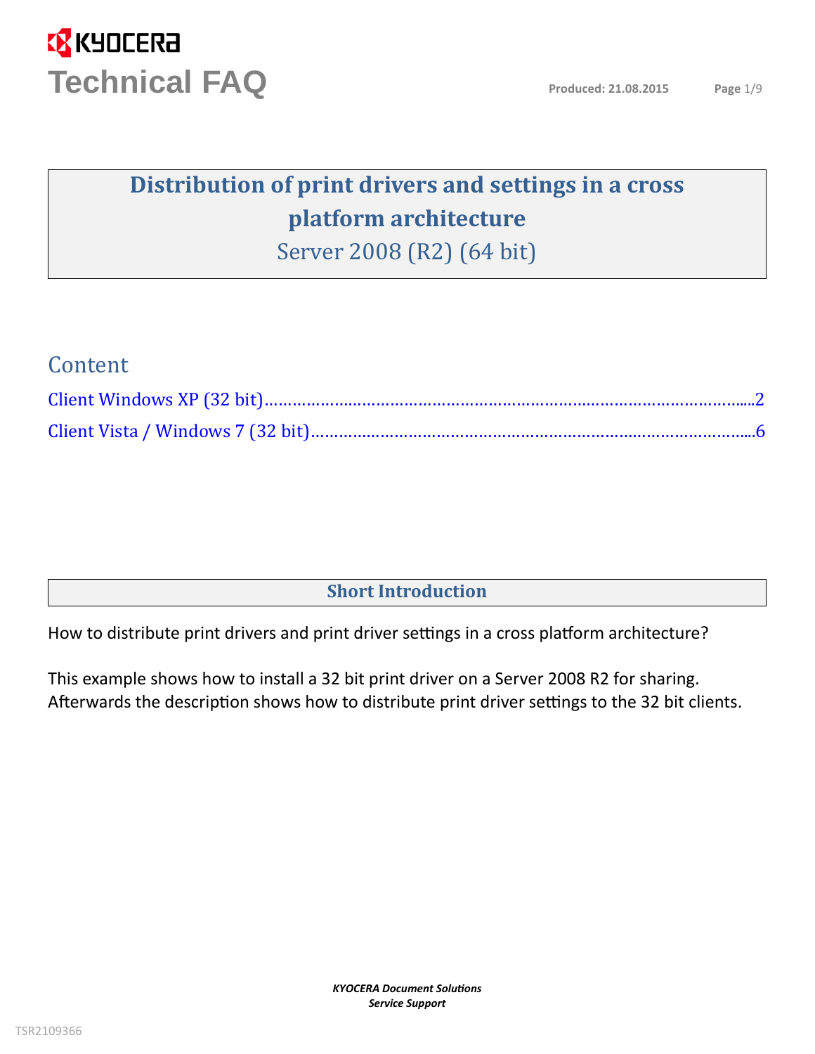# Distribution of print drivers and settings in a cross platform architecture

## Server 2008 (R2) (64 bit)

## Content

Client Windows XP (32 bit)........................................................................................................2

Client Vista / Windows 7 (32 bit)................................................................................................6

## Short Introduction

How to distribute print drivers and print driver settings in a cross platform architecture?

This example shows how to install a 32 bit print driver on a Server 2008 R2 for sharing. Afterwards the description shows how to distribute print driver settings to the 32 bit clients.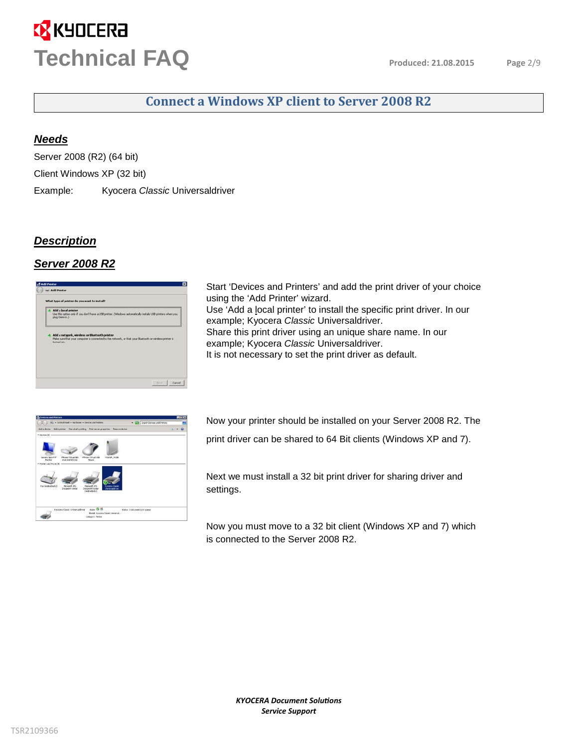## Connect a Windows XP client to Server 2008 R2

### *Needs*

Server 2008 (R2) (64 bit)

Client Windows XP (32 bit)

Example: Kyocera *Classic* Universaldriver

### *Description*

### *Server 2008 R2*

Start 'Devices and Printers' and add the print driver of your choice using the 'Add Printer' wizard.
Use 'Add a local printer' to install the specific print driver. In our example; Kyocera *Classic* Universaldriver.
Share this print driver using an unique share name. In our example; Kyocera *Classic* Universaldriver.
It is not necessary to set the print driver as default.

Now your printer should be installed on your Server 2008 R2. The print driver can be shared to 64 Bit clients (Windows XP and 7).

Next we must install a 32 bit print driver for sharing driver and settings.

Now you must move to a 32 bit client (Windows XP and 7) which is connected to the Server 2008 R2.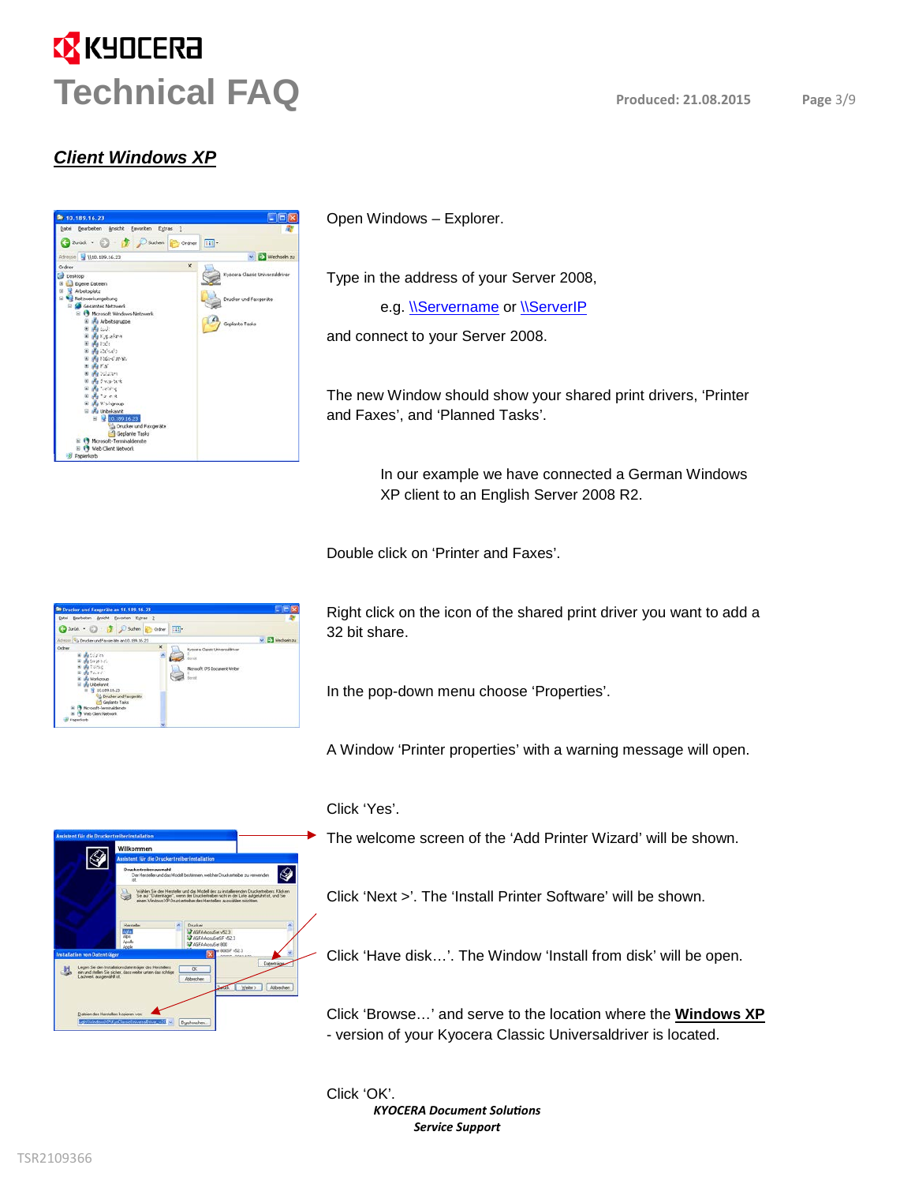## Client Windows XP

Open Windows – Explorer.

Type in the address of your Server 2008,

e.g. \\Servername or \\ServerIP

and connect to your Server 2008.

The new Window should show your shared print drivers, 'Printer and Faxes', and 'Planned Tasks'.

In our example we have connected a German Windows XP client to an English Server 2008 R2.

Double click on 'Printer and Faxes'.

Right click on the icon of the shared print driver you want to add a 32 bit share.

In the pop-down menu choose 'Properties'.

A Window 'Printer properties' with a warning message will open.

Click 'Yes'.

The welcome screen of the 'Add Printer Wizard' will be shown.

Click 'Next >'. The 'Install Printer Software' will be shown.

Click 'Have disk…'. The Window 'Install from disk' will be open.

Click 'Browse…' and serve to the location where the **Windows XP** - version of your Kyocera Classic Universaldriver is located.

Click 'OK'.

***KYOCERA Document Solutions***
***Service Support***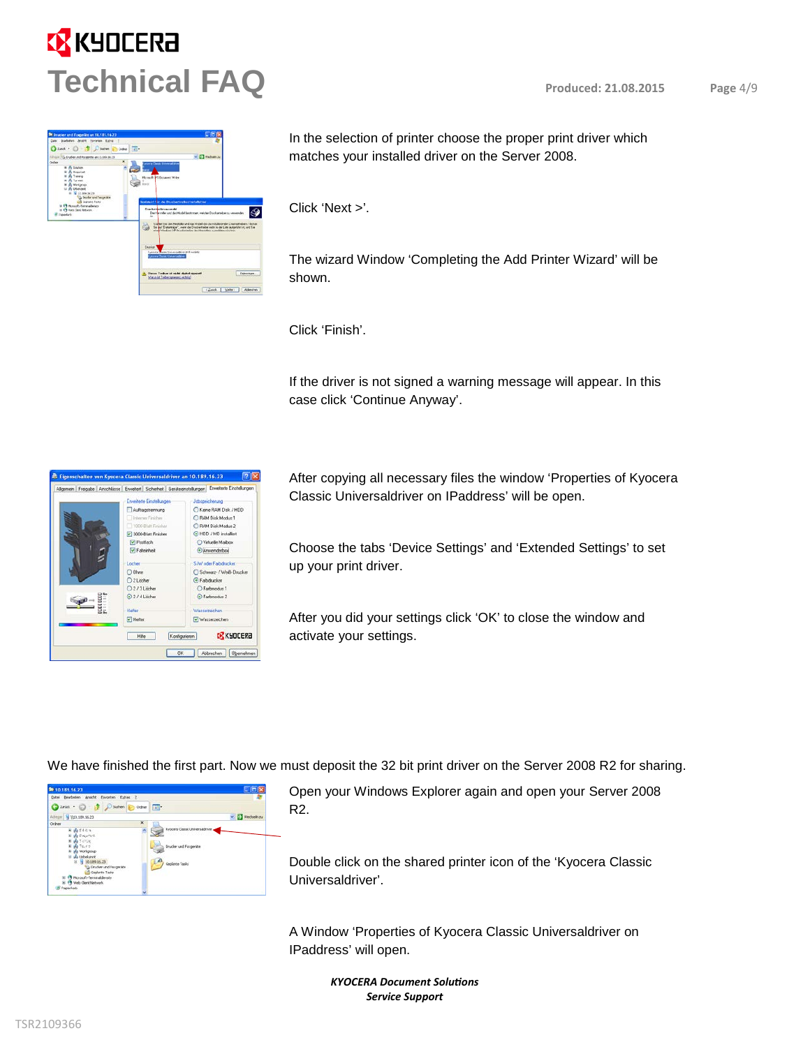In the selection of printer choose the proper print driver which matches your installed driver on the Server 2008.

Click 'Next >'.

The wizard Window 'Completing the Add Printer Wizard' will be shown.

Click 'Finish'.

If the driver is not signed a warning message will appear. In this case click 'Continue Anyway'.

After copying all necessary files the window 'Properties of Kyocera Classic Universaldriver on IPaddress' will be open.

Choose the tabs 'Device Settings' and 'Extended Settings' to set up your print driver.

After you did your settings click 'OK' to close the window and activate your settings.

We have finished the first part. Now we must deposit the 32 bit print driver on the Server 2008 R2 for sharing.

Open your Windows Explorer again and open your Server 2008 R2.

Double click on the shared printer icon of the 'Kyocera Classic Universaldriver'.

A Window 'Properties of Kyocera Classic Universaldriver on IPaddress' will open.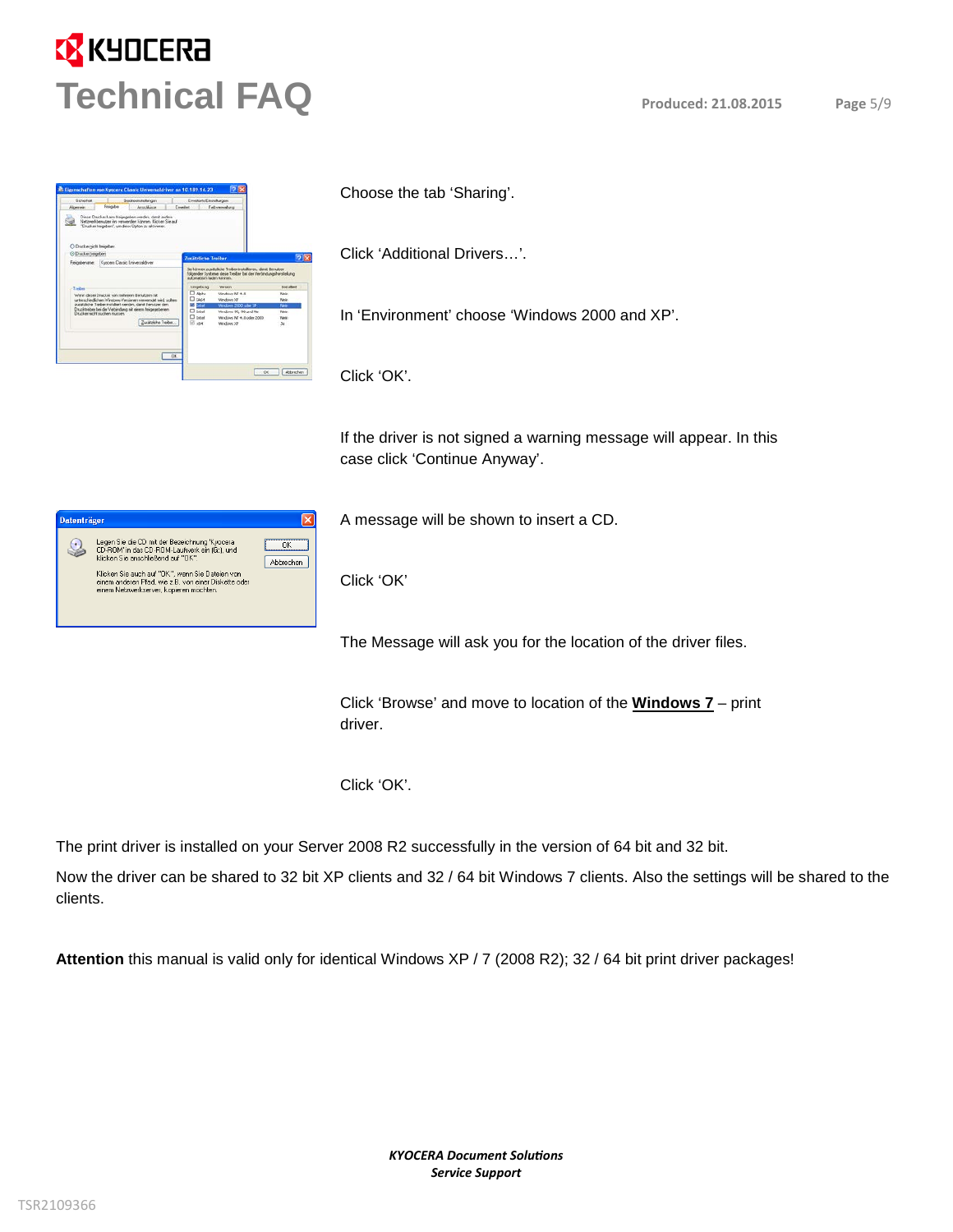Choose the tab ‘Sharing’.

Click ‘Additional Drivers…’.

In ‘Environment’ choose ‘Windows 2000 and XP’.

Click ‘OK’.

If the driver is not signed a warning message will appear. In this case click ‘Continue Anyway’.

A message will be shown to insert a CD.

Click ‘OK’

The Message will ask you for the location of the driver files.

Click ‘Browse’ and move to location of the **Windows 7** – print driver.

Click ‘OK’.

The print driver is installed on your Server 2008 R2 successfully in the version of 64 bit and 32 bit.

Now the driver can be shared to 32 bit XP clients and 32 / 64 bit Windows 7 clients. Also the settings will be shared to the clients.

**Attention** this manual is valid only for identical Windows XP / 7 (2008 R2); 32 / 64 bit print driver packages!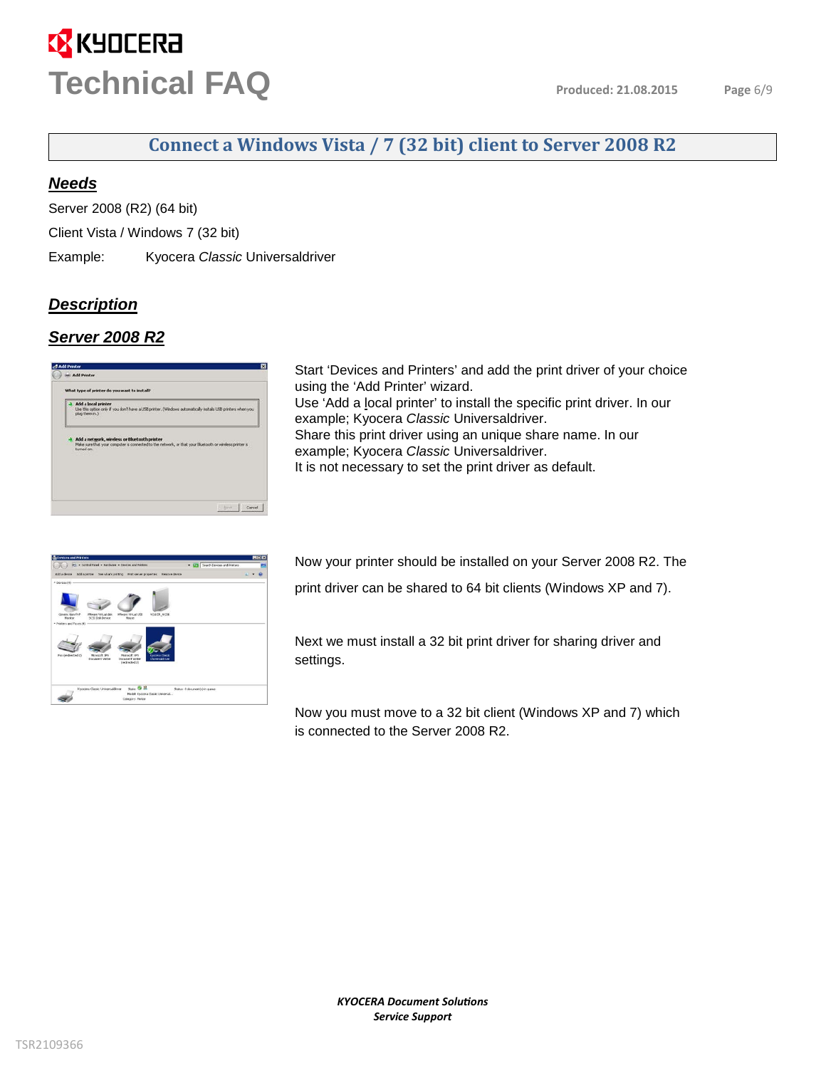## Connect a Windows Vista / 7 (32 bit) client to Server 2008 R2

### ***Needs***

Server 2008 (R2) (64 bit)

Client Vista / Windows 7 (32 bit)

Example: Kyocera *Classic* Universaldriver

### ***Description***

### ***Server 2008 R2***

Start 'Devices and Printers' and add the print driver of your choice using the 'Add Printer' wizard.
Use 'Add a local printer' to install the specific print driver. In our example; Kyocera *Classic* Universaldriver.
Share this print driver using an unique share name. In our example; Kyocera *Classic* Universaldriver.
It is not necessary to set the print driver as default.

Now your printer should be installed on your Server 2008 R2. The print driver can be shared to 64 bit clients (Windows XP and 7).

Next we must install a 32 bit print driver for sharing driver and settings.

Now you must move to a 32 bit client (Windows XP and 7) which is connected to the Server 2008 R2.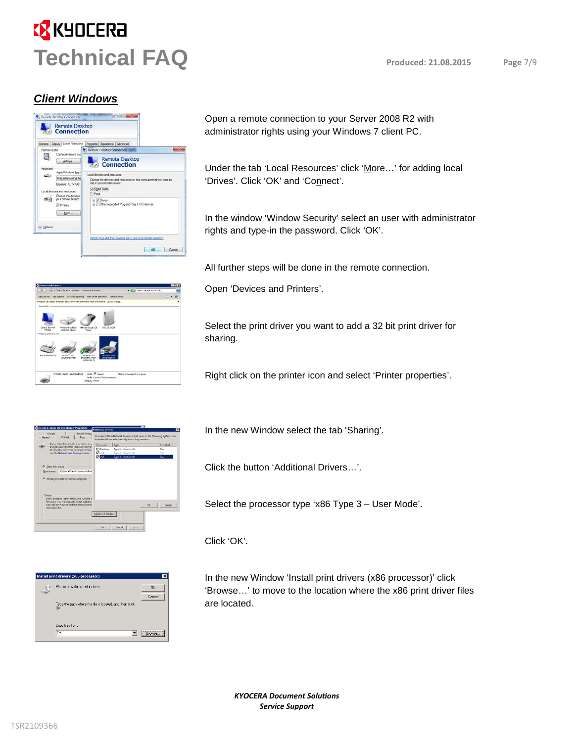## *Client Windows*

Open a remote connection to your Server 2008 R2 with administrator rights using your Windows 7 client PC.

Under the tab ‘Local Resources’ click ‘More…’ for adding local ‘Drives’. Click ‘OK’ and ‘Connect’.

In the window ‘Window Security’ select an user with administrator rights and type-in the password. Click ‘OK’.

All further steps will be done in the remote connection.

Open ‘Devices and Printers’.

Select the print driver you want to add a 32 bit print driver for sharing.

Right click on the printer icon and select ‘Printer properties’.

In the new Window select the tab ‘Sharing’.

Click the button ‘Additional Drivers…’.

Select the processor type ‘x86 Type 3 – User Mode’.

Click ‘OK’.

In the new Window ‘Install print drivers (x86 processor)’ click ‘Browse…’ to move to the location where the x86 print driver files are located.

*KYOCERA Document Solutions*
*Service Support*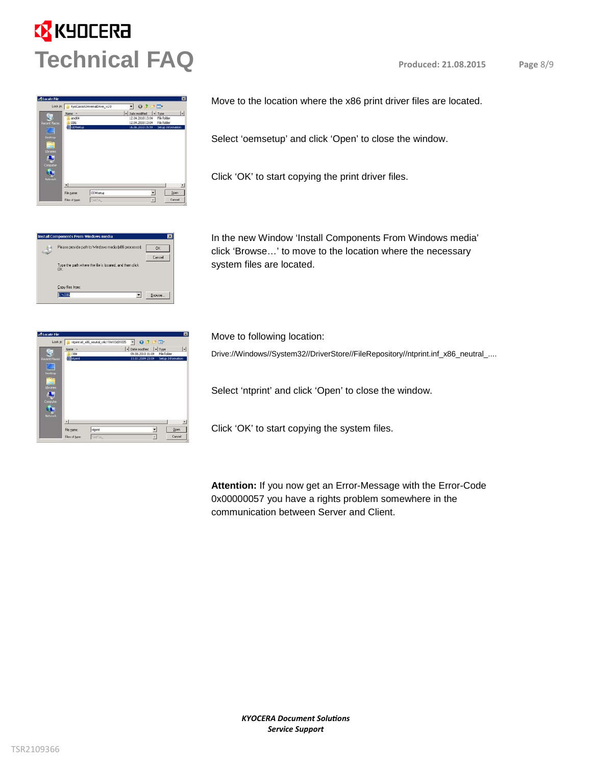Move to the location where the x86 print driver files are located.

Select 'oemsetup' and click 'Open' to close the window.

Click 'OK' to start copying the print driver files.

In the new Window 'Install Components From Windows media' click 'Browse…' to move to the location where the necessary system files are located.

Move to following location:

Drive://Windows//System32//DriverStore//FileRepository//ntprint.inf_x86_neutral_....

Select 'ntprint' and click 'Open' to close the window.

Click 'OK' to start copying the system files.

**Attention:** If you now get an Error-Message with the Error-Code 0x00000057 you have a rights problem somewhere in the communication between Server and Client.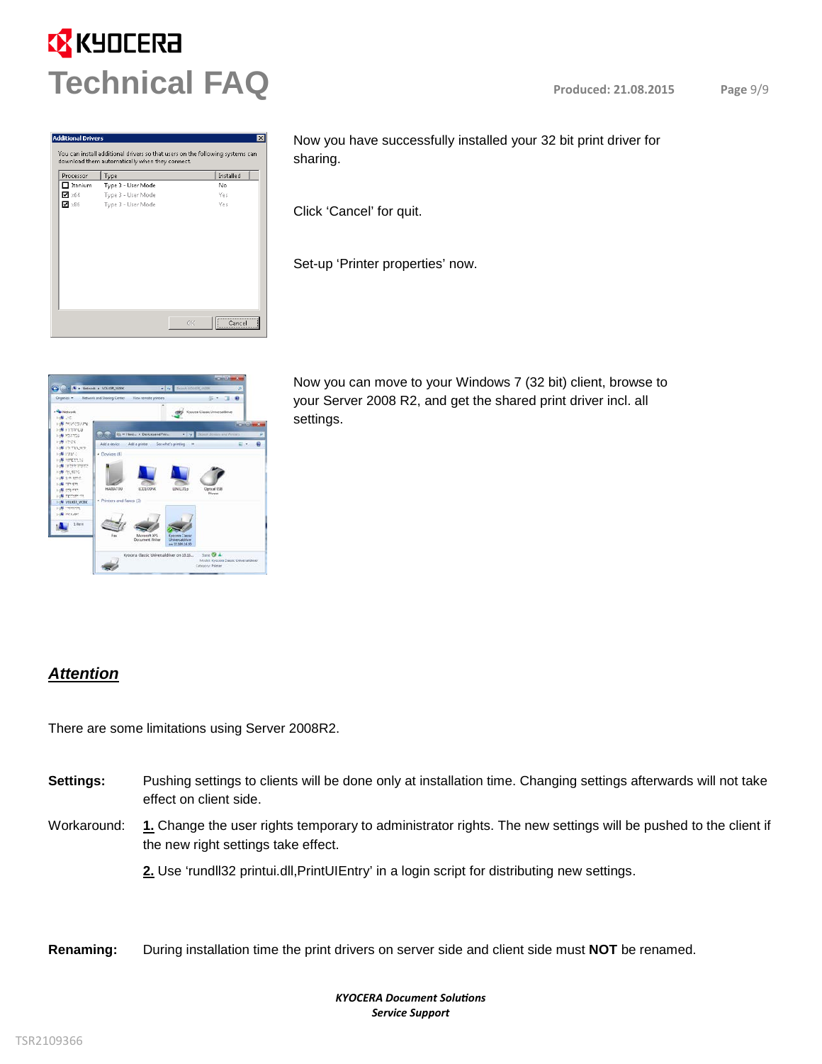Now you have successfully installed your 32 bit print driver for sharing.

Click 'Cancel' for quit.

Set-up 'Printer properties' now.

Now you can move to your Windows 7 (32 bit) client, browse to your Server 2008 R2, and get the shared print driver incl. all settings.

## ***Attention***

There are some limitations using Server 2008R2.

**Settings:** Pushing settings to clients will be done only at installation time. Changing settings afterwards will not take effect on client side.

Workaround: **1.** Change the user rights temporary to administrator rights. The new settings will be pushed to the client if the new right settings take effect.

**2.** Use 'rundll32 printui.dll,PrintUIEntry' in a login script for distributing new settings.

**Renaming:** During installation time the print drivers on server side and client side must **NOT** be renamed.

***KYOCERA Document Solutions***
***Service Support***